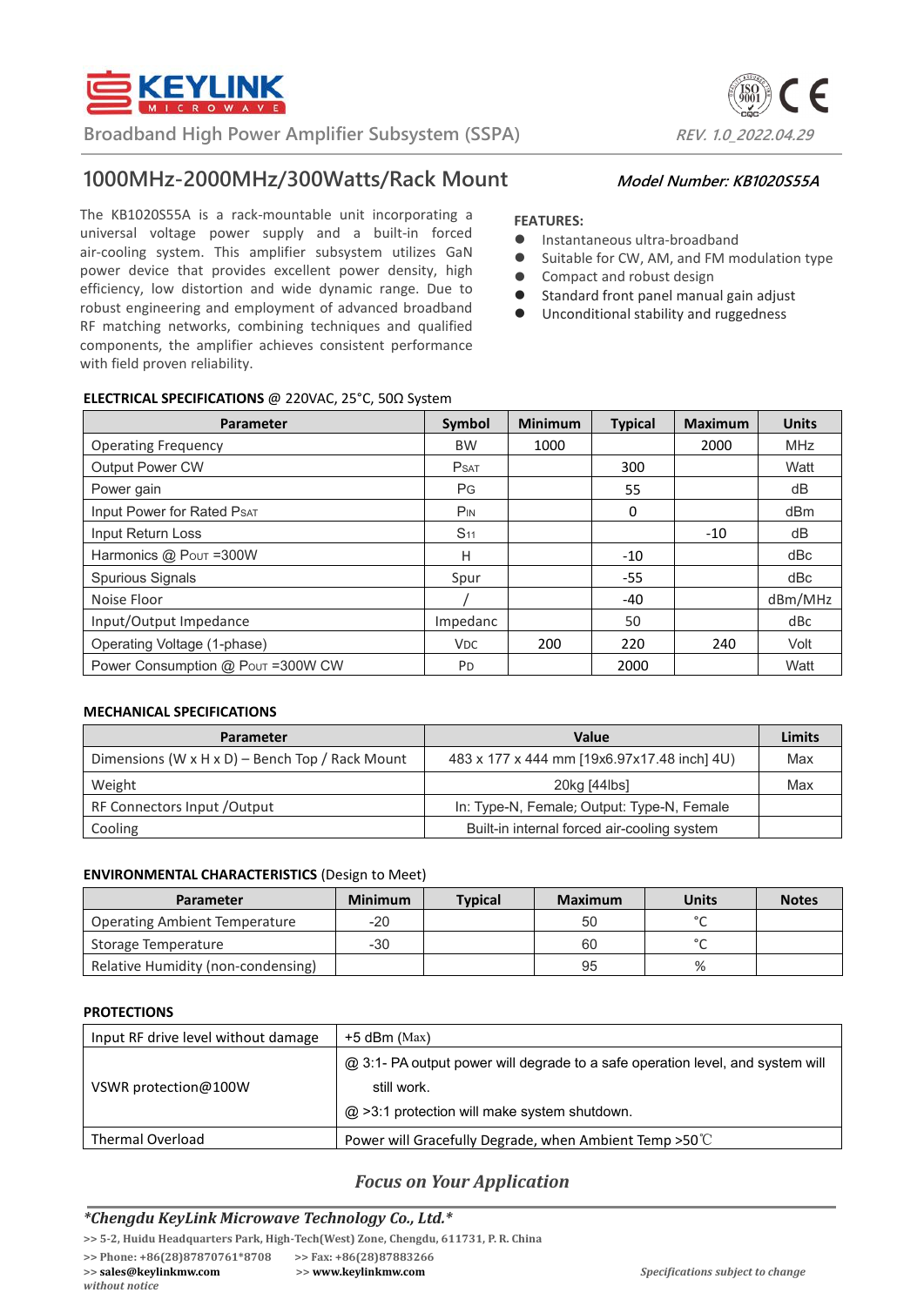# KEYLINK MICROWAVE

Broadband High Power Amplifier Subsystem (SSPA)

*REV. 1.0_2022.04.29*

## 1000MHz-2000MHz/300Watts/Rack Mount

***Model Number: KB1020S55A***

The KB1020S55A is a rack-mountable unit incorporating a universal voltage power supply and a built-in forced air-cooling system. This amplifier subsystem utilizes GaN power device that provides excellent power density, high efficiency, low distortion and wide dynamic range. Due to robust engineering and employment of advanced broadband RF matching networks, combining techniques and qualified components, the amplifier achieves consistent performance with field proven reliability.

**FEATURES:**

- Instantaneous ultra-broadband
- Suitable for CW, AM, and FM modulation type
- Compact and robust design
- Standard front panel manual gain adjust
- Unconditional stability and ruggedness

**ELECTRICAL SPECIFICATIONS** @ 220VAC, 25°C, 50Ω System

| Parameter | Symbol | Minimum | Typical | Maximum | Units |
|---|---|---|---|---|---|
| Operating Frequency | BW | 1000 | | 2000 | MHz |
| Output Power CW | $P_{SAT}$ | | 300 | | Watt |
| Power gain | $P_G$ | | 55 | | dB |
| Input Power for Rated $P_{SAT}$ | $P_{IN}$ | | 0 | | dBm |
| Input Return Loss | $S_{11}$ | | | -10 | dB |
| Harmonics @ $P_{OUT}$ =300W | H | | -10 | | dBc |
| Spurious Signals | Spur | | -55 | | dBc |
| Noise Floor | / | | -40 | | dBm/MHz |
| Input/Output Impedance | Impedanc | | 50 | | dBc |
| Operating Voltage (1-phase) | $V_{DC}$ | 200 | 220 | 240 | Volt |
| Power Consumption @ $P_{OUT}$ =300W CW | $P_D$ | | 2000 | | Watt |

**MECHANICAL SPECIFICATIONS**

| Parameter | Value | Limits |
|---|---|---|
| Dimensions (W x H x D) – Bench Top / Rack Mount | 483 x 177 x 444 mm [19x6.97x17.48 inch] 4U) | Max |
| Weight | 20kg [44lbs] | Max |
| RF Connectors Input /Output | In: Type-N, Female; Output: Type-N, Female | |
| Cooling | Built-in internal forced air-cooling system | |

**ENVIRONMENTAL CHARACTERISTICS** (Design to Meet)

| Parameter | Minimum | Typical | Maximum | Units | Notes |
|---|---|---|---|---|---|
| Operating Ambient Temperature | -20 | | 50 | °C | |
| Storage Temperature | -30 | | 60 | °C | |
| Relative Humidity (non-condensing) | | | 95 | % | |

**PROTECTIONS**

| | |
|---|---|
| Input RF drive level without damage | +5 dBm (Max) |
| VSWR protection@100W | @ 3:1- PA output power will degrade to a safe operation level, and system will still work. @ >3:1 protection will make system shutdown. |
| Thermal Overload | Power will Gracefully Degrade, when Ambient Temp >50℃ |

***Focus on Your Application***

***Chengdu KeyLink Microwave Technology Co., Ltd.***

**>> 5-2, Huidu Headquarters Park, High-Tech(West) Zone, Chengdu, 611731, P. R. China**

**>> Phone: +86(28)87870761*8708** **>> Fax: +86(28)87883266**

**>> sales@keylinkmw.com** **>> www.keylinkmw.com**

***Specifications subject to change without notice***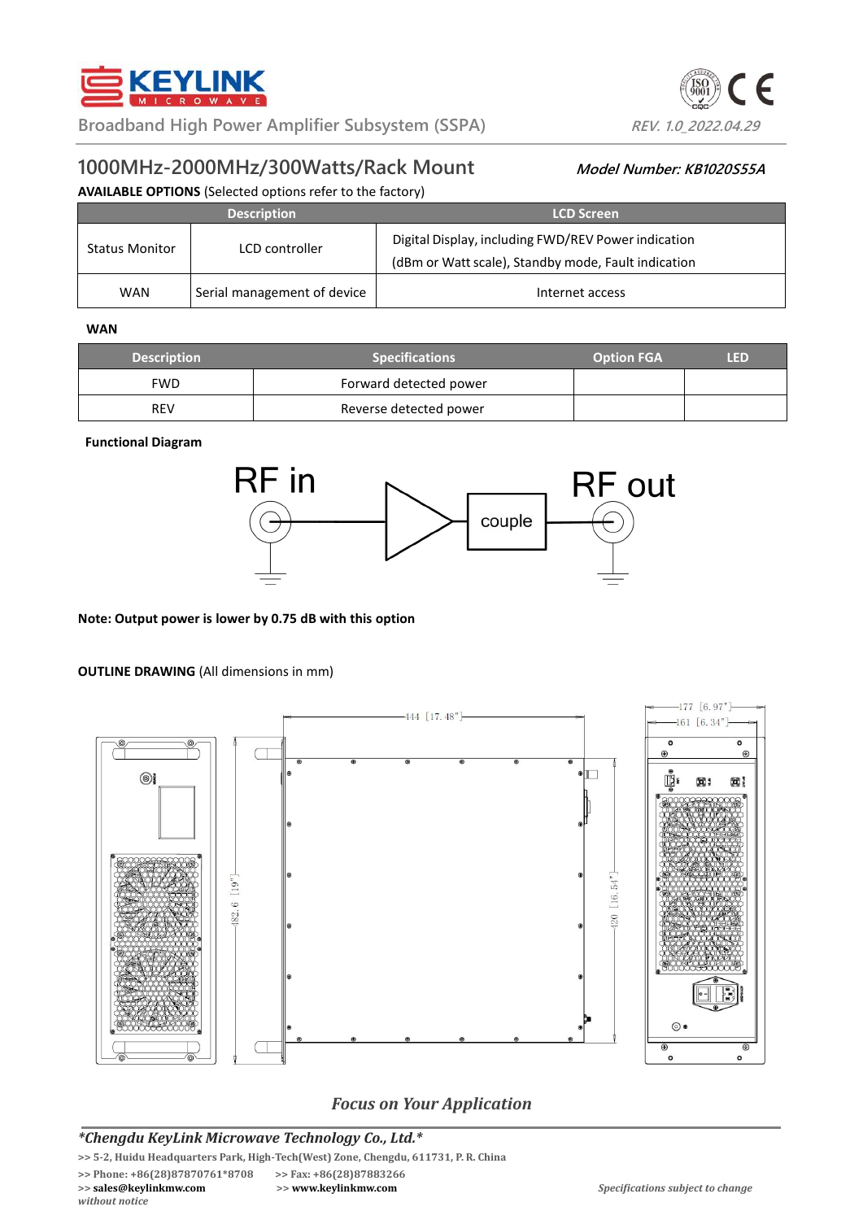## 1000MHz-2000MHz/300Watts/Rack Mount

***Model Number: KB1020S55A***

**AVAILABLE OPTIONS** (Selected options refer to the factory)

| Description | | LCD Screen |
|---|---|---|
| Status Monitor | LCD controller | Digital Display, including FWD/REV Power indication (dBm or Watt scale), Standby mode, Fault indication |
| WAN | Serial management of device | Internet access |

**WAN**

| Description | Specifications | Option FGA | LED |
|---|---|---|---|
| FWD | Forward detected power | | |
| REV | Reverse detected power | | |

**Functional Diagram**

RF in — couple — RF out

**Note: Output power is lower by 0.75 dB with this option**

**OUTLINE DRAWING** (All dimensions in mm)

444 [17.48"]
177 [6.97"]
161 [6.34"]
482.6 [19"]
420 [16.54"]

*Focus on Your Application*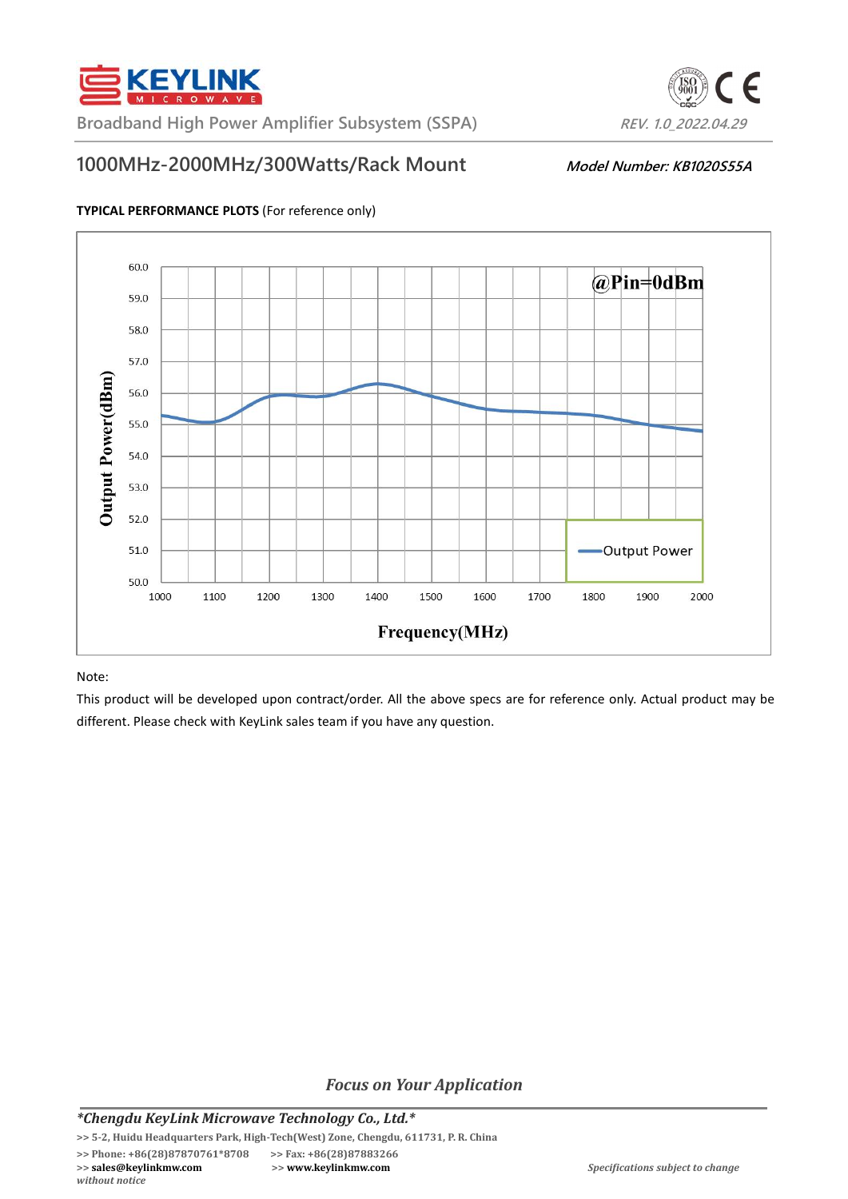Broadband High Power Amplifier Subsystem (SSPA)

REV. 1.0_2022.04.29

## 1000MHz-2000MHz/300Watts/Rack Mount

***Model Number: KB1020S55A***

**TYPICAL PERFORMANCE PLOTS** (For reference only)

@Pin=0dBm

Output Power(dBm)

60.0
59.0
58.0
57.0
56.0
55.0
54.0
53.0
52.0
51.0
50.0

1000 1100 1200 1300 1400 1500 1600 1700 1800 1900 2000

Frequency(MHz)

Output Power

Note:

This product will be developed upon contract/order. All the above specs are for reference only. Actual product may be different. Please check with KeyLink sales team if you have any question.

*Focus on Your Application*

***Chengdu KeyLink Microwave Technology Co., Ltd.***

>> 5-2, Huidu Headquarters Park, High-Tech(West) Zone, Chengdu, 611731, P. R. China

>> Phone: +86(28)87870761*8708 >> Fax: +86(28)87883266

>> sales@keylinkmw.com >> www.keylinkmw.com

*Specifications subject to change without notice*